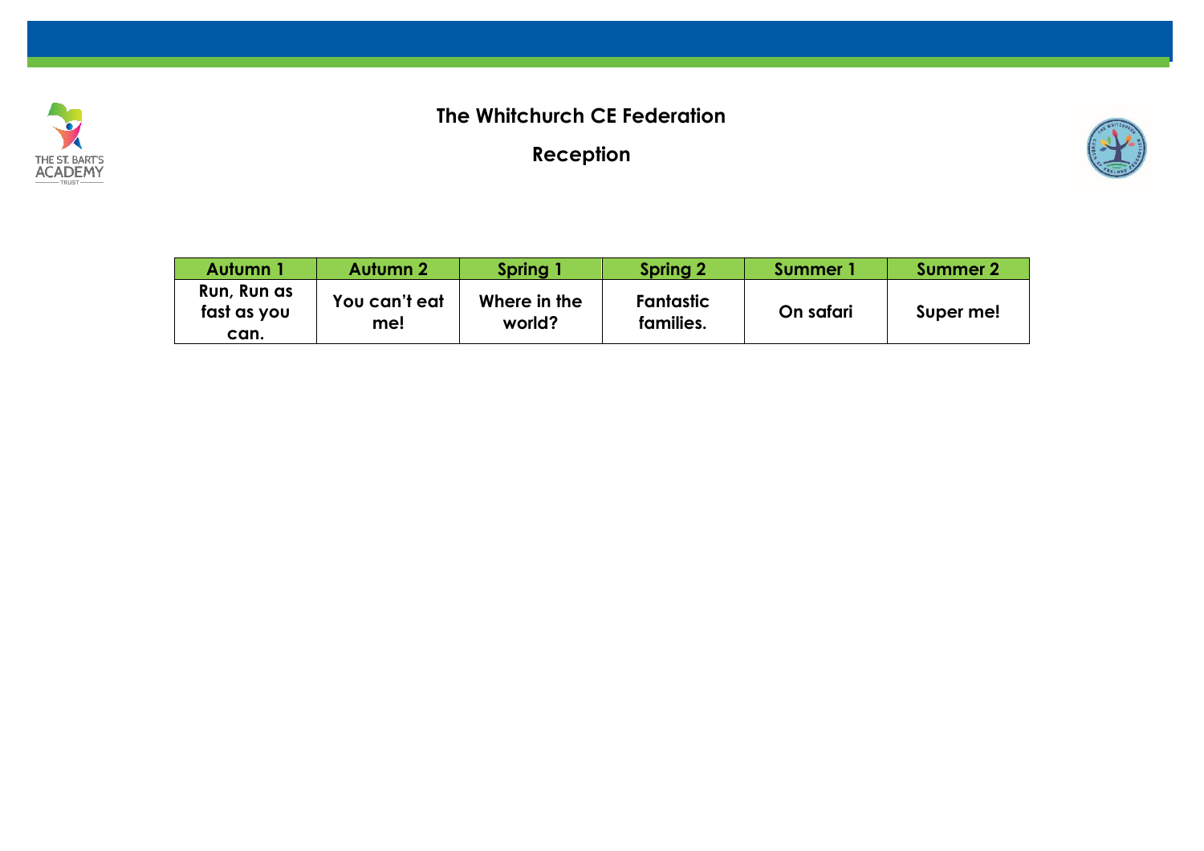# The Whitchurch CE Federation

## Reception

| Autumn 1 | Autumn 2 | Spring 1 | Spring 2 | Summer 1 | Summer 2 |
|---|---|---|---|---|---|
| Run, Run as fast as you can. | You can't eat me! | Where in the world? | Fantastic families. | On safari | Super me! |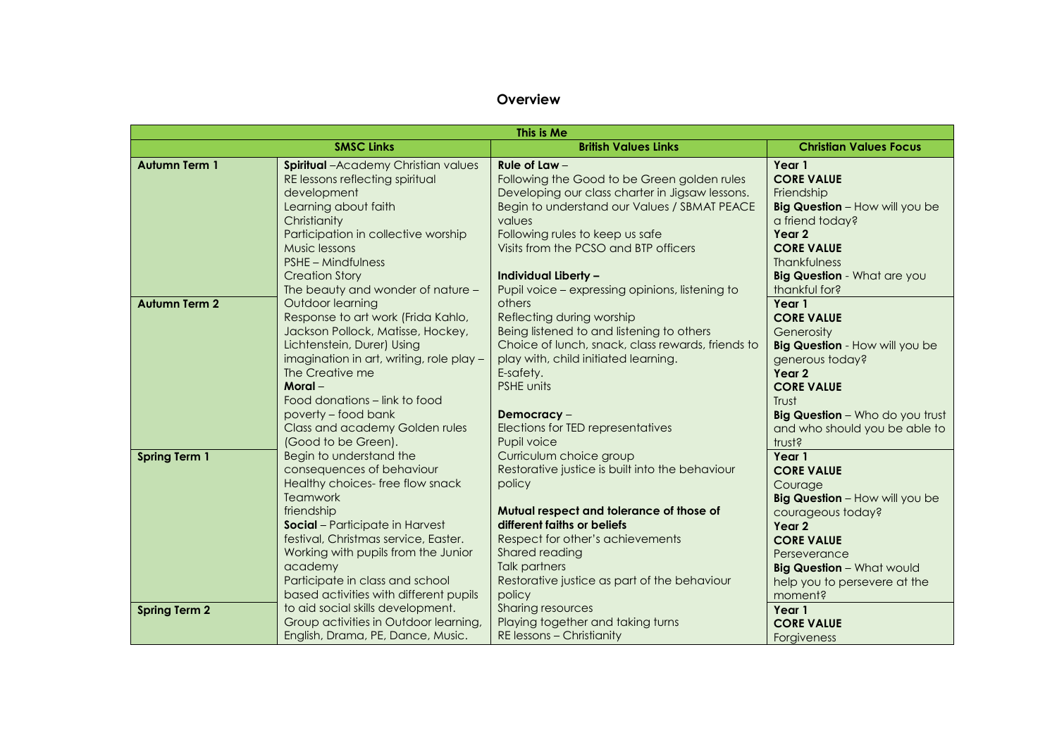## Overview

| This is Me | | | |
|---|---|---|---|
| **SMSC Links** | | **British Values Links** | **Christian Values Focus** |
| **Autumn Term 1** | **Spiritual** –Academy Christian values<br>RE lessons reflecting spiritual development<br>Learning about faith<br>Christianity<br>Participation in collective worship<br>Music lessons<br>PSHE – Mindfulness<br>Creation Story<br>The beauty and wonder of nature – Outdoor learning<br>Response to art work (Frida Kahlo, Jackson Pollock, Matisse, Hockey, Lichtenstein, Durer) Using imagination in art, writing, role play – The Creative me<br>**Moral** –<br>Food donations – link to food poverty – food bank<br>Class and academy Golden rules (Good to be Green).<br>Begin to understand the consequences of behaviour<br>Healthy choices- free flow snack<br>Teamwork<br>friendship<br>**Social** – Participate in Harvest festival, Christmas service, Easter.<br>Working with pupils from the Junior academy<br>Participate in class and school based activities with different pupils to aid social skills development.<br>Group activities in Outdoor learning, English, Drama, PE, Dance, Music. | **Rule of Law** –<br>Following the Good to be Green golden rules<br>Developing our class charter in Jigsaw lessons.<br>Begin to understand our Values / SBMAT PEACE values<br>Following rules to keep us safe<br>Visits from the PCSO and BTP officers<br><br>**Individual Liberty –**<br>Pupil voice – expressing opinions, listening to others<br>Reflecting during worship<br>Being listened to and listening to others<br>Choice of lunch, snack, class rewards, friends to play with, child initiated learning.<br>E-safety.<br>PSHE units<br><br>**Democracy** –<br>Elections for TED representatives<br>Pupil voice<br>Curriculum choice group<br>Restorative justice is built into the behaviour policy<br><br>**Mutual respect and tolerance of those of different faiths or beliefs**<br>Respect for other's achievements<br>Shared reading<br>Talk partners<br>Restorative justice as part of the behaviour policy<br>Sharing resources<br>Playing together and taking turns<br>RE lessons – Christianity | **Year 1**<br>**CORE VALUE**<br>Friendship<br>**Big Question** – How will you be a friend today?<br>**Year 2**<br>**CORE VALUE**<br>Thankfulness<br>**Big Question** - What are you thankful for? |
| **Autumn Term 2** | | | **Year 1**<br>**CORE VALUE**<br>Generosity<br>**Big Question** - How will you be generous today?<br>**Year 2**<br>**CORE VALUE**<br>Trust<br>**Big Question** – Who do you trust and who should you be able to trust? |
| **Spring Term 1** | | | **Year 1**<br>**CORE VALUE**<br>Courage<br>**Big Question** – How will you be courageous today?<br>**Year 2**<br>**CORE VALUE**<br>Perseverance<br>**Big Question** – What would help you to persevere at the moment? |
| **Spring Term 2** | | | **Year 1**<br>**CORE VALUE**<br>Forgiveness |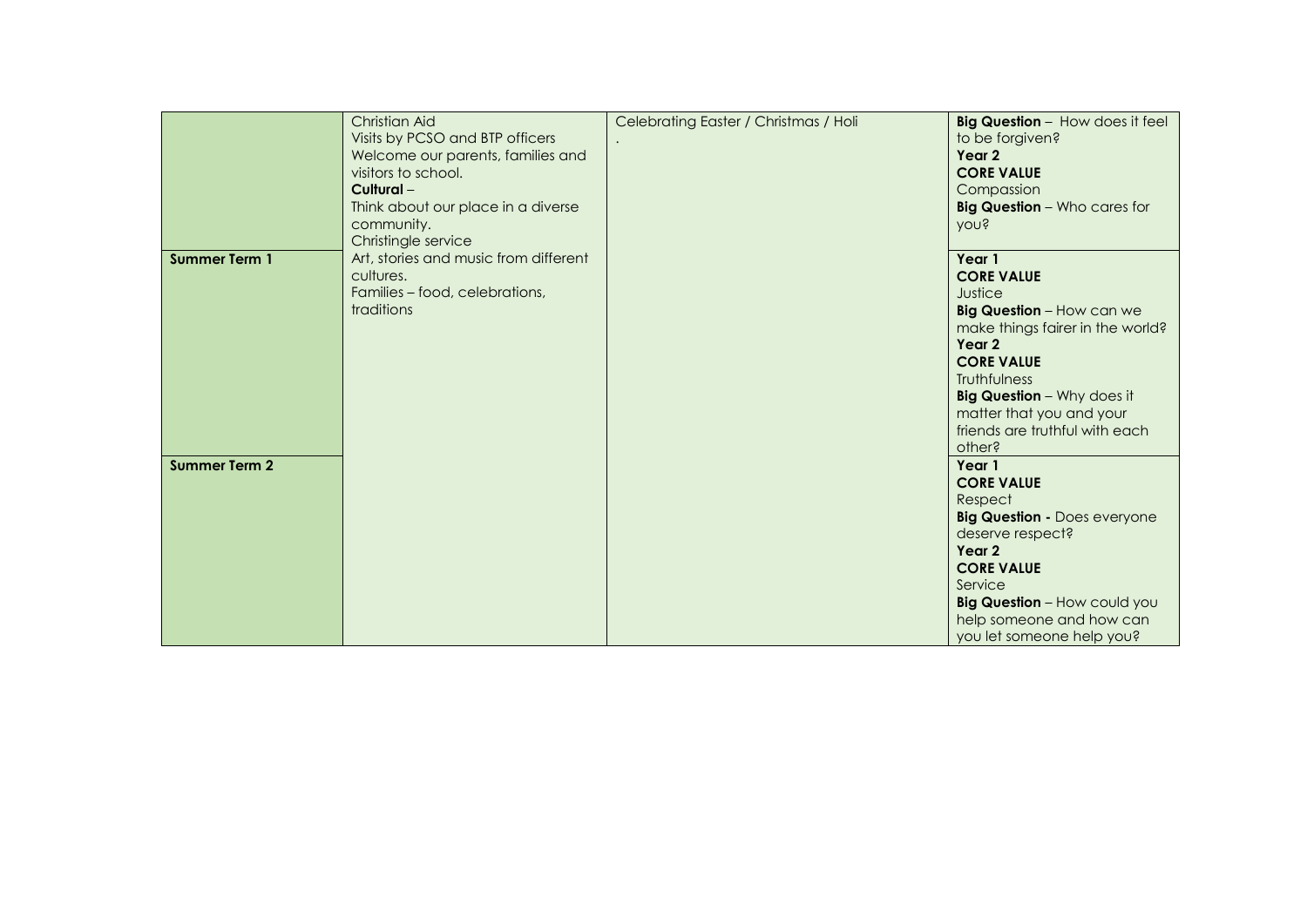| | | | |
|---|---|---|---|
| | Christian Aid<br>Visits by PCSO and BTP officers<br>Welcome our parents, families and visitors to school.<br>**Cultural** –<br>Think about our place in a diverse community.<br>Christingle service<br>Art, stories and music from different cultures.<br>Families – food, celebrations, traditions | Celebrating Easter / Christmas / Holi<br>. | **Big Question** – How does it feel to be forgiven?<br>**Year 2**<br>**CORE VALUE**<br>Compassion<br>**Big Question** – Who cares for you? |
| **Summer Term 1** | | | **Year 1**<br>**CORE VALUE**<br>Justice<br>**Big Question** – How can we make things fairer in the world?<br>**Year 2**<br>**CORE VALUE**<br>Truthfulness<br>**Big Question** – Why does it matter that you and your friends are truthful with each other? |
| **Summer Term 2** | | | **Year 1**<br>**CORE VALUE**<br>Respect<br>**Big Question -** Does everyone deserve respect?<br>**Year 2**<br>**CORE VALUE**<br>Service<br>**Big Question** – How could you help someone and how can you let someone help you? |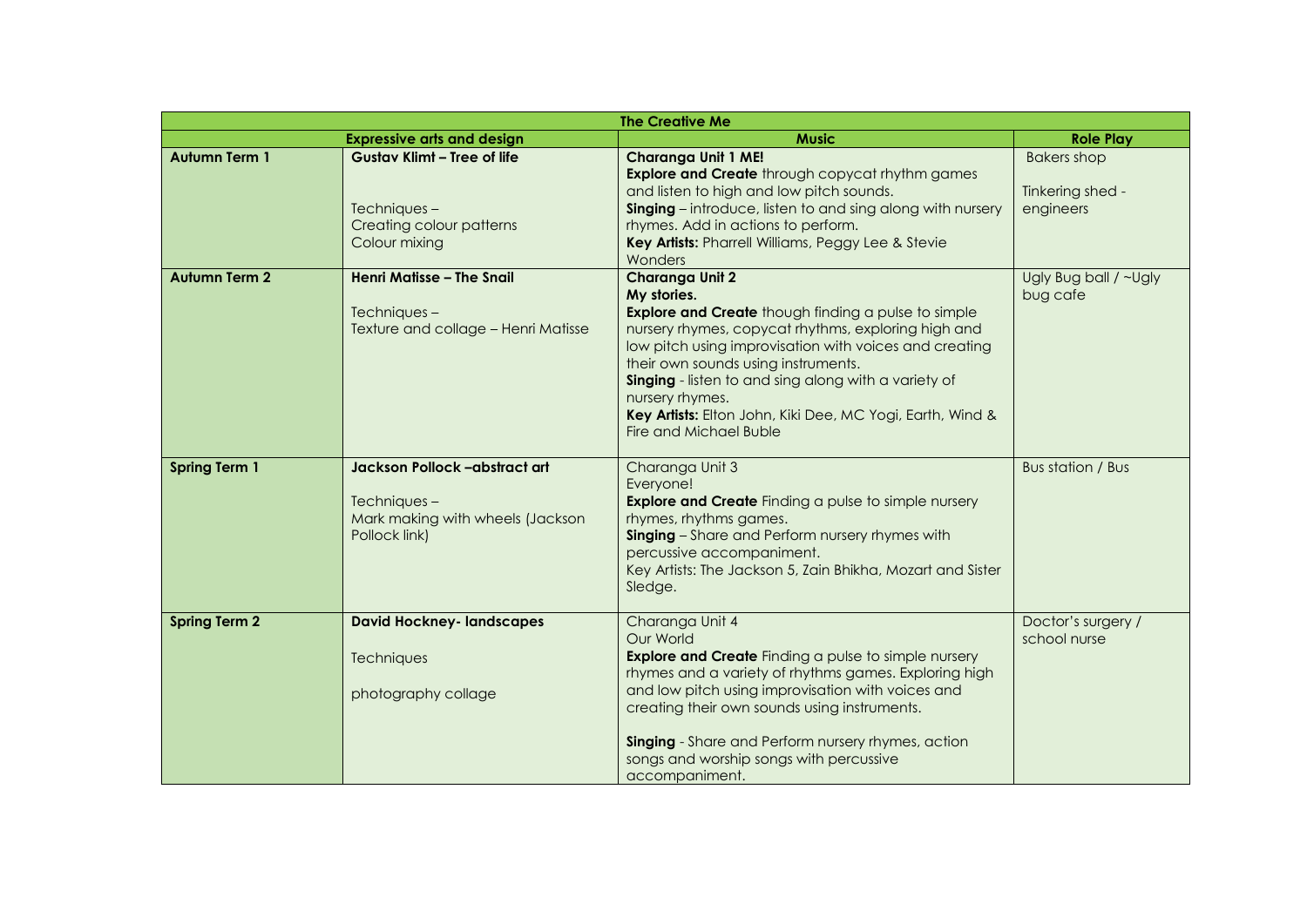| The Creative Me | | | |
|---|---|---|---|
| **Expressive arts and design** | | **Music** | **Role Play** |
| **Autumn Term 1** | **Gustav Klimt – Tree of life**<br><br>Techniques –<br>Creating colour patterns<br>Colour mixing | **Charanga Unit 1 ME!**<br>**Explore and Create** through copycat rhythm games and listen to high and low pitch sounds.<br>**Singing** – introduce, listen to and sing along with nursery rhymes. Add in actions to perform.<br>**Key Artists:** Pharrell Williams, Peggy Lee & Stevie Wonders | Bakers shop<br><br>Tinkering shed - engineers |
| **Autumn Term 2** | **Henri Matisse – The Snail**<br><br>Techniques –<br>Texture and collage – Henri Matisse | **Charanga Unit 2**<br>**My stories.**<br>**Explore and Create** though finding a pulse to simple nursery rhymes, copycat rhythms, exploring high and low pitch using improvisation with voices and creating their own sounds using instruments.<br>**Singing** - listen to and sing along with a variety of nursery rhymes.<br>**Key Artists:** Elton John, Kiki Dee, MC Yogi, Earth, Wind & Fire and Michael Buble | Ugly Bug ball / ~Ugly bug cafe |
| **Spring Term 1** | **Jackson Pollock –abstract art**<br><br>Techniques –<br>Mark making with wheels (Jackson Pollock link) | Charanga Unit 3<br>Everyone!<br>**Explore and Create** Finding a pulse to simple nursery rhymes, rhythms games.<br>**Singing** – Share and Perform nursery rhymes with percussive accompaniment.<br>Key Artists: The Jackson 5, Zain Bhikha, Mozart and Sister Sledge. | Bus station / Bus |
| **Spring Term 2** | **David Hockney- landscapes**<br><br>Techniques<br><br>photography collage | Charanga Unit 4<br>Our World<br>**Explore and Create** Finding a pulse to simple nursery rhymes and a variety of rhythms games. Exploring high and low pitch using improvisation with voices and creating their own sounds using instruments.<br><br>**Singing** - Share and Perform nursery rhymes, action songs and worship songs with percussive accompaniment. | Doctor's surgery / school nurse |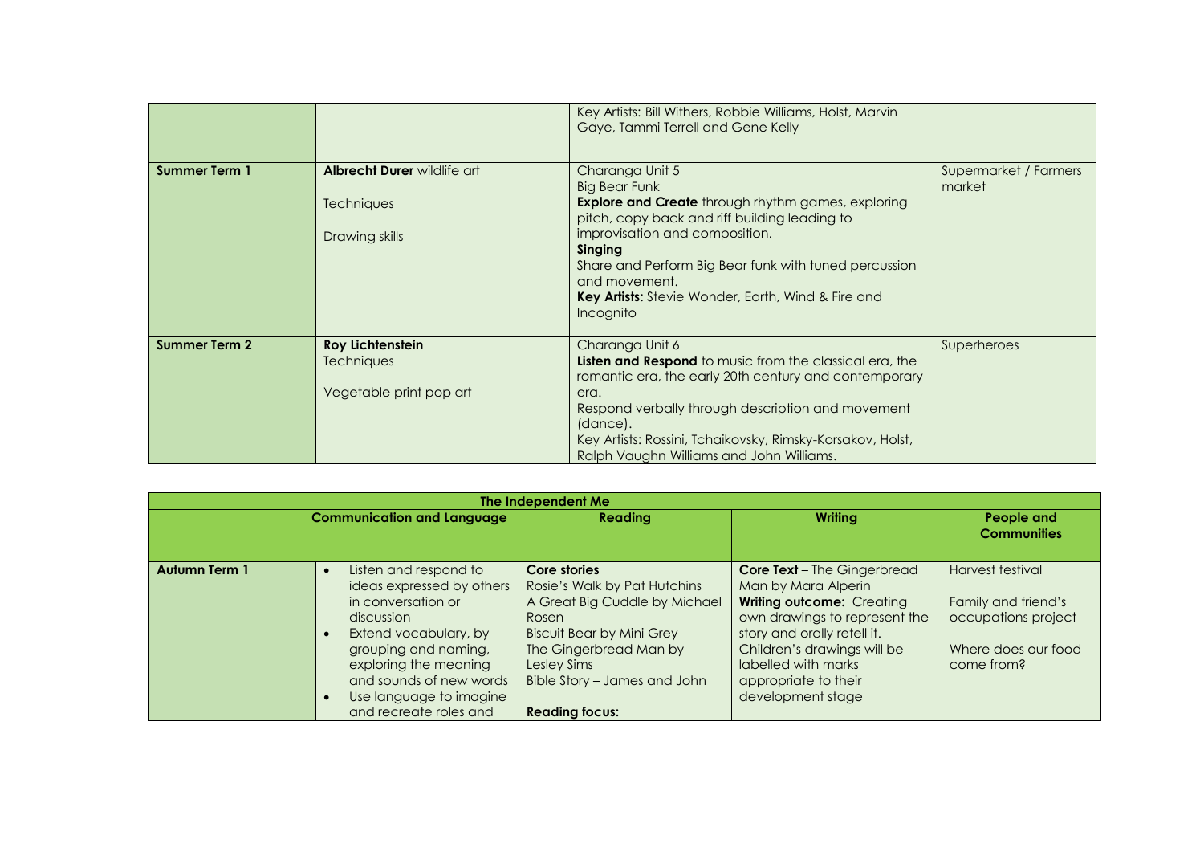| | | | |
|---|---|---|---|
| | | Key Artists: Bill Withers, Robbie Williams, Holst, Marvin Gaye, Tammi Terrell and Gene Kelly | |
| **Summer Term 1** | **Albrecht Durer** wildlife art<br><br>Techniques<br><br>Drawing skills | Charanga Unit 5<br>Big Bear Funk<br>**Explore and Create** through rhythm games, exploring pitch, copy back and riff building leading to improvisation and composition.<br>**Singing**<br>Share and Perform Big Bear funk with tuned percussion and movement.<br>**Key Artists**: Stevie Wonder, Earth, Wind & Fire and Incognito | Supermarket / Farmers market |
| **Summer Term 2** | **Roy Lichtenstein**<br>Techniques<br><br>Vegetable print pop art | Charanga Unit 6<br>**Listen and Respond** to music from the classical era, the romantic era, the early 20th century and contemporary era.<br>Respond verbally through description and movement (dance).<br>Key Artists: Rossini, Tchaikovsky, Rimsky-Korsakov, Holst, Ralph Vaughn Williams and John Williams. | Superheroes |

| **The Independent Me** | | | | |
|---|---|---|---|---|
| **Communication and Language** | | **Reading** | **Writing** | **People and Communities** |
| **Autumn Term 1** | • Listen and respond to ideas expressed by others in conversation or discussion<br>• Extend vocabulary, by grouping and naming, exploring the meaning and sounds of new words<br>• Use language to imagine and recreate roles and | **Core stories**<br>Rosie's Walk by Pat Hutchins<br>A Great Big Cuddle by Michael Rosen<br>Biscuit Bear by Mini Grey<br>The Gingerbread Man by Lesley Sims<br>Bible Story – James and John<br><br>**Reading focus:** | **Core Text** – The Gingerbread Man by Mara Alperin<br>**Writing outcome:** Creating own drawings to represent the story and orally retell it.<br>Children's drawings will be labelled with marks appropriate to their development stage | Harvest festival<br><br>Family and friend's occupations project<br><br>Where does our food come from? |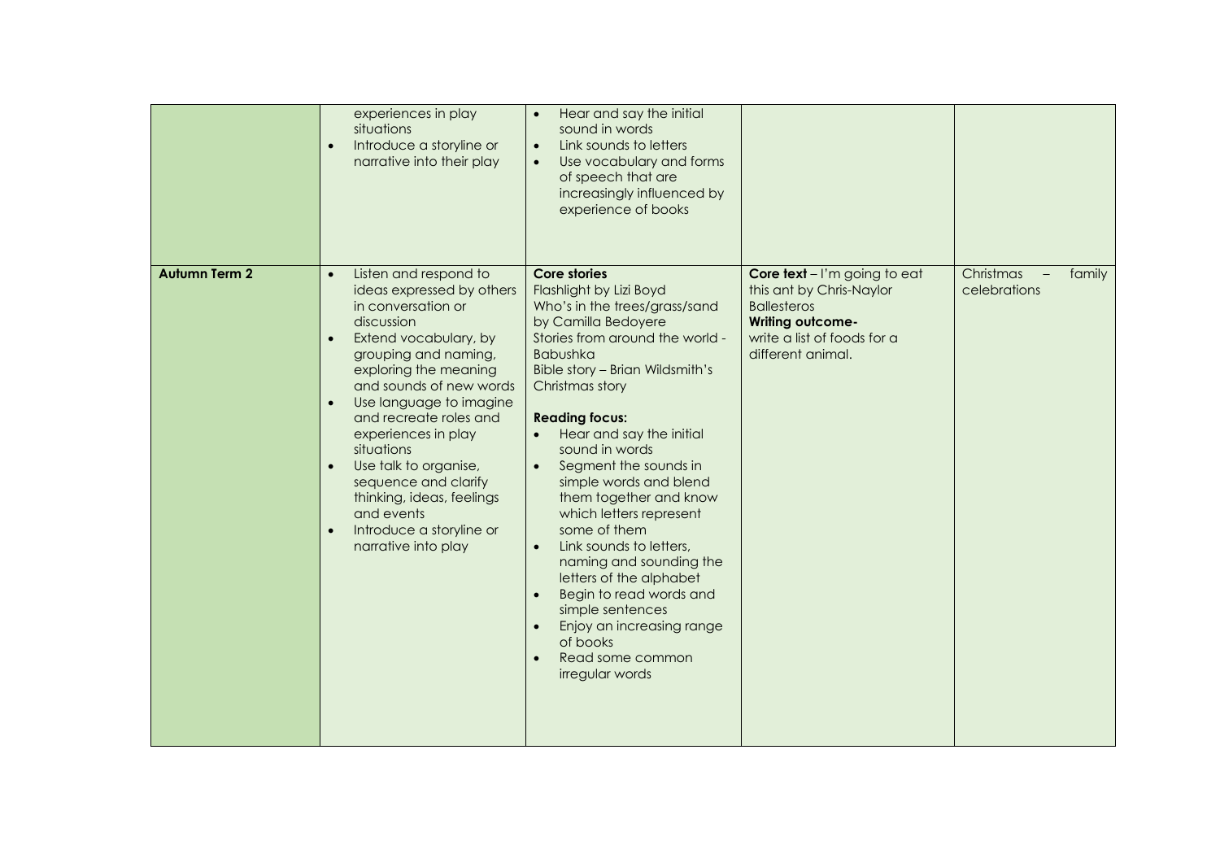| | | | | |
|---|---|---|---|---|
| | <ul><li>experiences in play situations</li><li>Introduce a storyline or narrative into their play</li></ul> | <ul><li>Hear and say the initial sound in words</li><li>Link sounds to letters</li><li>Use vocabulary and forms of speech that are increasingly influenced by experience of books</li></ul> | | |
| **Autumn Term 2** | <ul><li>Listen and respond to ideas expressed by others in conversation or discussion</li><li>Extend vocabulary, by grouping and naming, exploring the meaning and sounds of new words</li><li>Use language to imagine and recreate roles and experiences in play situations</li><li>Use talk to organise, sequence and clarify thinking, ideas, feelings and events</li><li>Introduce a storyline or narrative into play</li></ul> | **Core stories**<br>Flashlight by Lizi Boyd<br>Who's in the trees/grass/sand by Camilla Bedoyere<br>Stories from around the world - Babushka<br>Bible story – Brian Wildsmith's Christmas story<br><br>**Reading focus:**<ul><li>Hear and say the initial sound in words</li><li>Segment the sounds in simple words and blend them together and know which letters represent some of them</li><li>Link sounds to letters, naming and sounding the letters of the alphabet</li><li>Begin to read words and simple sentences</li><li>Enjoy an increasing range of books</li><li>Read some common irregular words</li></ul> | **Core text** – I'm going to eat this ant by Chris-Naylor Ballesteros<br>**Writing outcome-**<br>write a list of foods for a different animal. | Christmas – family celebrations |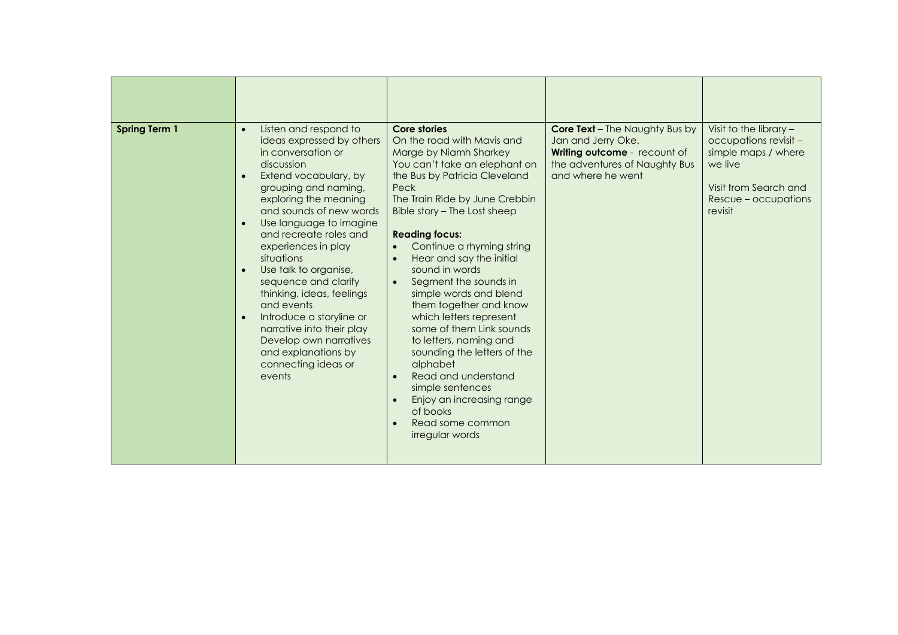|  |  |  |  |  |
|---|---|---|---|---|
| **Spring Term 1** | <ul><li>Listen and respond to ideas expressed by others in conversation or discussion</li><li>Extend vocabulary, by grouping and naming, exploring the meaning and sounds of new words</li><li>Use language to imagine and recreate roles and experiences in play situations</li><li>Use talk to organise, sequence and clarify thinking, ideas, feelings and events</li><li>Introduce a storyline or narrative into their play Develop own narratives and explanations by connecting ideas or events</li></ul> | **Core stories**<br>On the road with Mavis and Marge by Niamh Sharkey<br>You can't take an elephant on the Bus by Patricia Cleveland Peck<br>The Train Ride by June Crebbin<br>Bible story – The Lost sheep<br><br>**Reading focus:**<ul><li>Continue a rhyming string</li><li>Hear and say the initial sound in words</li><li>Segment the sounds in simple words and blend them together and know which letters represent some of them Link sounds to letters, naming and sounding the letters of the alphabet</li><li>Read and understand simple sentences</li><li>Enjoy an increasing range of books</li><li>Read some common irregular words</li></ul> | **Core Text** – The Naughty Bus by Jan and Jerry Oke.<br>**Writing outcome** - recount of the adventures of Naughty Bus and where he went | Visit to the library – occupations revisit – simple maps / where we live<br><br>Visit from Search and Rescue – occupations revisit |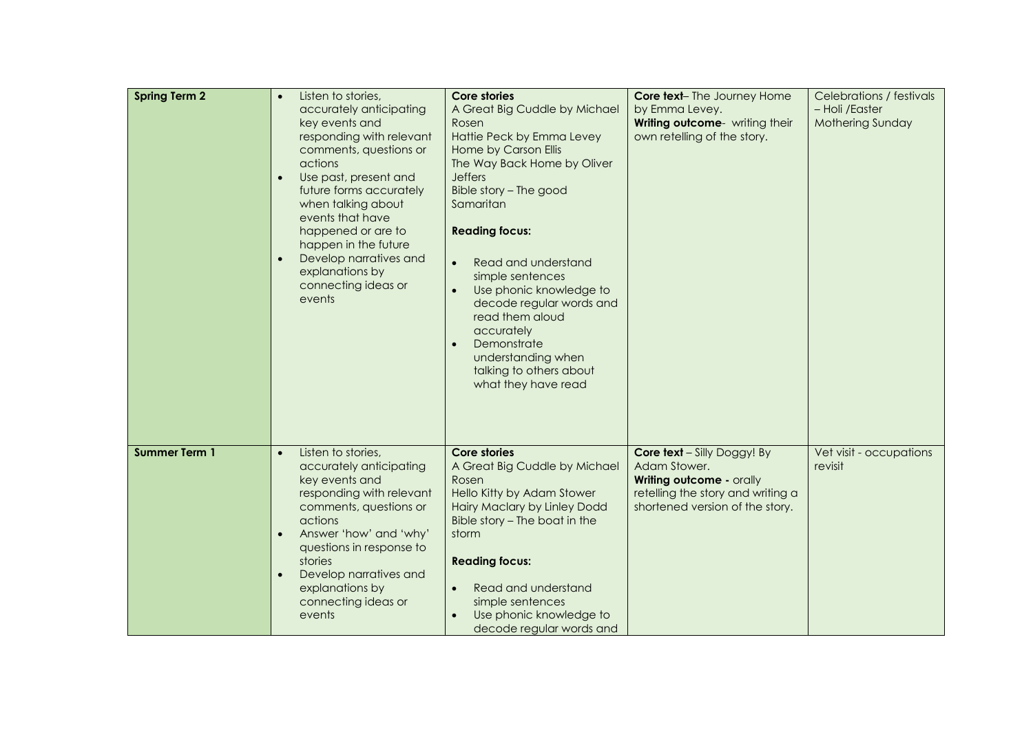| **Spring Term 2** | • Listen to stories, accurately anticipating key events and responding with relevant comments, questions or actions<br>• Use past, present and future forms accurately when talking about events that have happened or are to happen in the future<br>• Develop narratives and explanations by connecting ideas or events | **Core stories**<br>A Great Big Cuddle by Michael Rosen<br>Hattie Peck by Emma Levey<br>Home by Carson Ellis<br>The Way Back Home by Oliver Jeffers<br>Bible story – The good Samaritan<br><br>**Reading focus:**<br>• Read and understand simple sentences<br>• Use phonic knowledge to decode regular words and read them aloud accurately<br>• Demonstrate understanding when talking to others about what they have read | **Core text**– The Journey Home by Emma Levey.<br>**Writing outcome**- writing their own retelling of the story. | Celebrations / festivals – Holi /Easter<br>Mothering Sunday |
|---|---|---|---|---|
| **Summer Term 1** | • Listen to stories, accurately anticipating key events and responding with relevant comments, questions or actions<br>• Answer 'how' and 'why' questions in response to stories<br>• Develop narratives and explanations by connecting ideas or events | **Core stories**<br>A Great Big Cuddle by Michael Rosen<br>Hello Kitty by Adam Stower<br>Hairy Maclary by Linley Dodd<br>Bible story – The boat in the storm<br><br>**Reading focus:**<br>• Read and understand simple sentences<br>• Use phonic knowledge to decode regular words and | **Core text** – Silly Doggy! By Adam Stower.<br>**Writing outcome -** orally retelling the story and writing a shortened version of the story. | Vet visit - occupations revisit |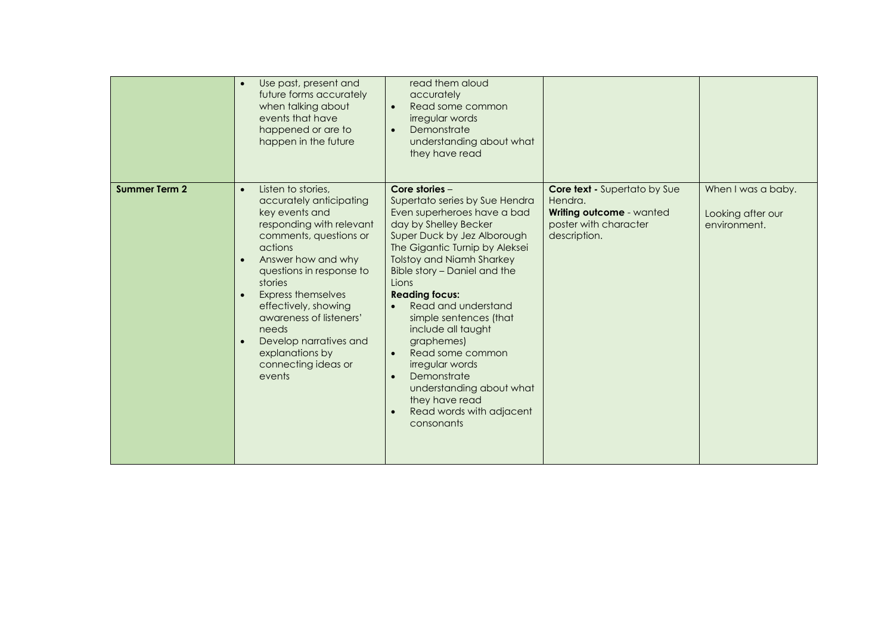| | | | | |
|---|---|---|---|---|
| | • Use past, present and future forms accurately when talking about events that have happened or are to happen in the future | read them aloud accurately<br>• Read some common irregular words<br>• Demonstrate understanding about what they have read | | |
| **Summer Term 2** | • Listen to stories, accurately anticipating key events and responding with relevant comments, questions or actions<br>• Answer how and why questions in response to stories<br>• Express themselves effectively, showing awareness of listeners' needs<br>• Develop narratives and explanations by connecting ideas or events | **Core stories** –<br>Supertato series by Sue Hendra<br>Even superheroes have a bad day by Shelley Becker<br>Super Duck by Jez Alborough<br>The Gigantic Turnip by Aleksei Tolstoy and Niamh Sharkey<br>Bible story – Daniel and the Lions<br>**Reading focus:**<br>• Read and understand simple sentences (that include all taught graphemes)<br>• Read some common irregular words<br>• Demonstrate understanding about what they have read<br>• Read words with adjacent consonants | **Core text -** Supertato by Sue Hendra.<br>**Writing outcome** - wanted poster with character description. | When I was a baby.<br><br>Looking after our environment. |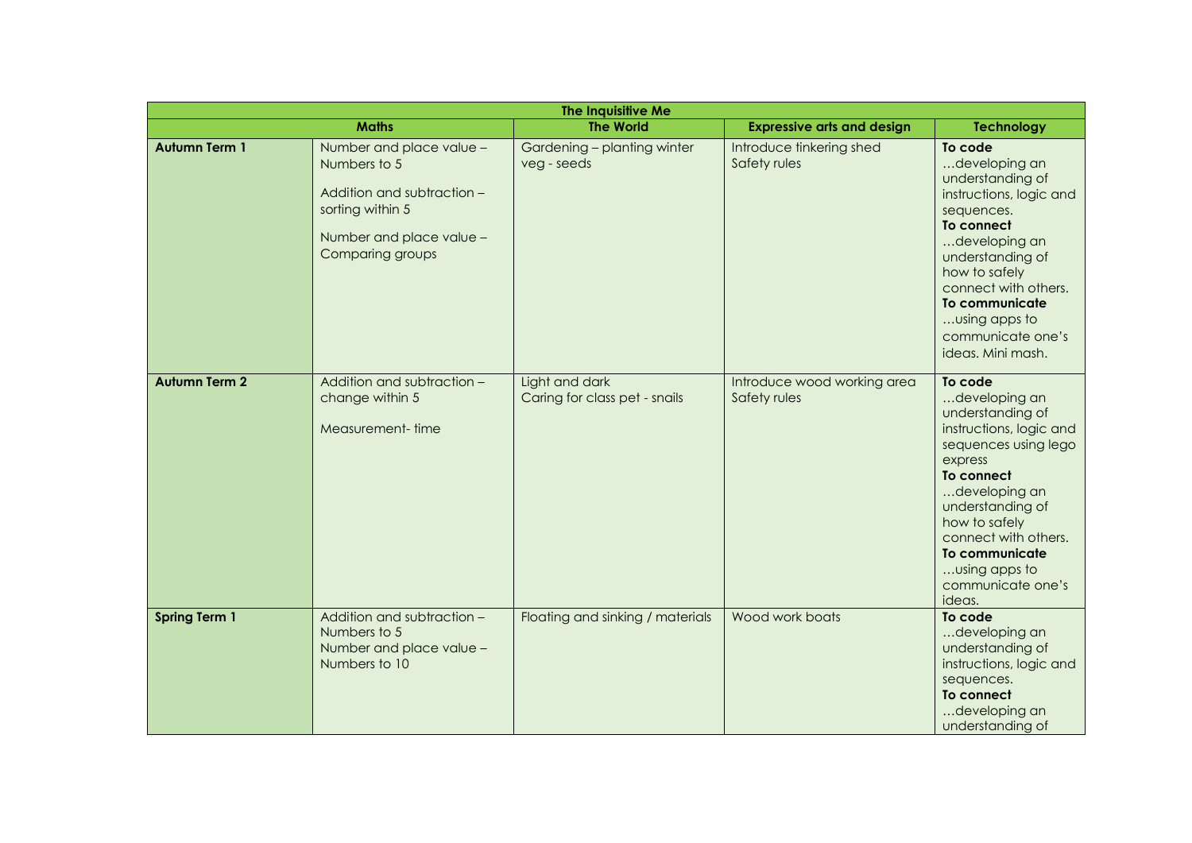| The Inquisitive Me | | | | |
|---|---|---|---|---|
| | **Maths** | **The World** | **Expressive arts and design** | **Technology** |
| **Autumn Term 1** | Number and place value – Numbers to 5<br><br>Addition and subtraction – sorting within 5<br><br>Number and place value – Comparing groups | Gardening – planting winter veg - seeds | Introduce tinkering shed<br>Safety rules | **To code**<br>…developing an understanding of instructions, logic and sequences.<br>**To connect**<br>…developing an understanding of how to safely connect with others.<br>**To communicate**<br>…using apps to communicate one's ideas. Mini mash. |
| **Autumn Term 2** | Addition and subtraction – change within 5<br><br>Measurement- time | Light and dark<br>Caring for class pet - snails | Introduce wood working area<br>Safety rules | **To code**<br>…developing an understanding of instructions, logic and sequences using lego express<br>**To connect**<br>…developing an understanding of how to safely connect with others.<br>**To communicate**<br>…using apps to communicate one's ideas. |
| **Spring Term 1** | Addition and subtraction – Numbers to 5<br>Number and place value – Numbers to 10 | Floating and sinking / materials | Wood work boats | **To code**<br>…developing an understanding of instructions, logic and sequences.<br>**To connect**<br>…developing an understanding of |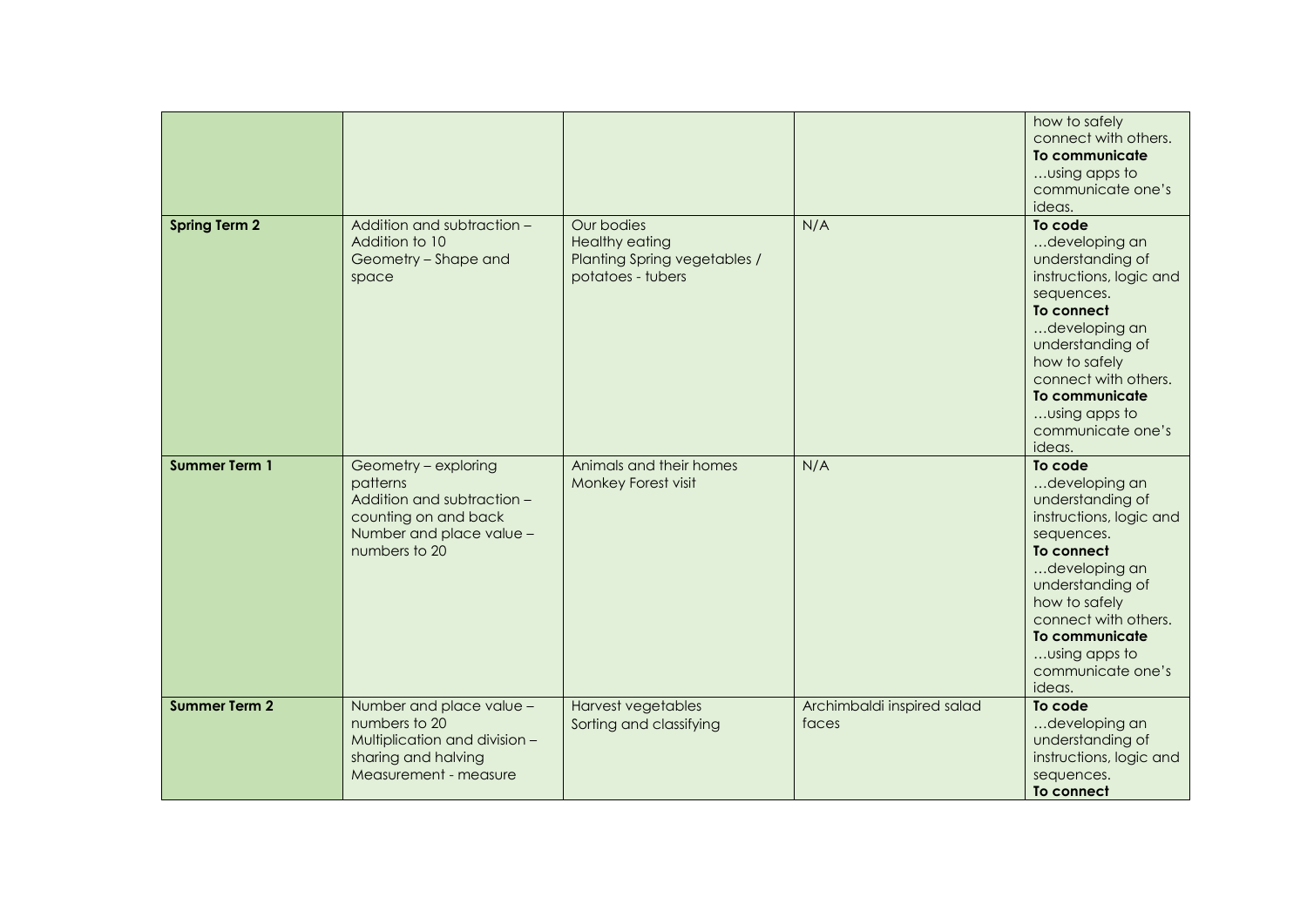| | | | | |
|---|---|---|---|---|
| | | | | how to safely connect with others. **To communicate** …using apps to communicate one's ideas. |
| **Spring Term 2** | Addition and subtraction – Addition to 10<br>Geometry – Shape and space | Our bodies<br>Healthy eating<br>Planting Spring vegetables / potatoes - tubers | N/A | **To code** …developing an understanding of instructions, logic and sequences. **To connect** …developing an understanding of how to safely connect with others. **To communicate** …using apps to communicate one's ideas. |
| **Summer Term 1** | Geometry – exploring patterns<br>Addition and subtraction – counting on and back<br>Number and place value – numbers to 20 | Animals and their homes<br>Monkey Forest visit | N/A | **To code** …developing an understanding of instructions, logic and sequences. **To connect** …developing an understanding of how to safely connect with others. **To communicate** …using apps to communicate one's ideas. |
| **Summer Term 2** | Number and place value – numbers to 20<br>Multiplication and division – sharing and halving<br>Measurement - measure | Harvest vegetables<br>Sorting and classifying | Archimbaldi inspired salad faces | **To code** …developing an understanding of instructions, logic and sequences. **To connect** |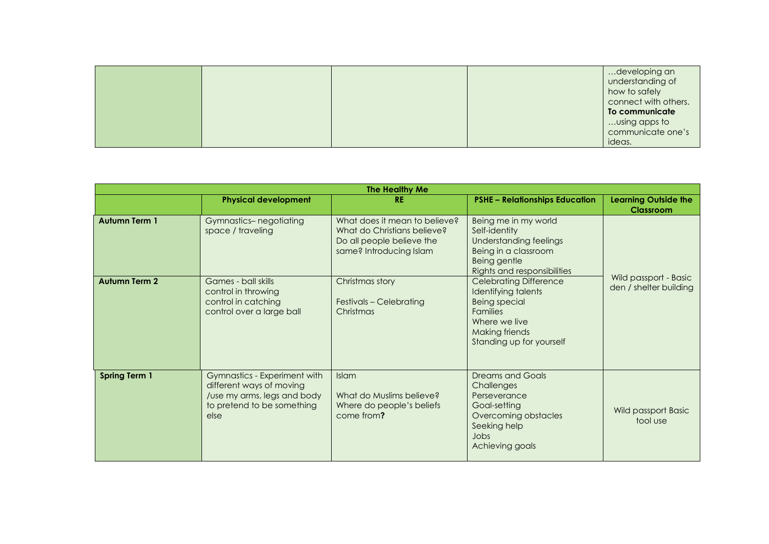|  |  |  |  | …developing an understanding of how to safely connect with others. **To communicate** …using apps to communicate one's ideas. |
|---|---|---|---|---|

| **The Healthy Me** | | | | |
|---|---|---|---|---|
| | **Physical development** | **RE** | **PSHE – Relationships Education** | **Learning Outside the Classroom** |
| **Autumn Term 1** | Gymnastics– negotiating space / traveling | What does it mean to believe? What do Christians believe? Do all people believe the same? Introducing Islam | Being me in my world<br>Self-identity<br>Understanding feelings<br>Being in a classroom<br>Being gentle<br>Rights and responsibilities | Wild passport - Basic den / shelter building |
| **Autumn Term 2** | Games - ball skills<br>control in throwing<br>control in catching<br>control over a large ball | Christmas story<br><br>Festivals – Celebrating Christmas | Celebrating Difference<br>Identifying talents<br>Being special<br>Families<br>Where we live<br>Making friends<br>Standing up for yourself | |
| **Spring Term 1** | Gymnastics - Experiment with different ways of moving /use my arms, legs and body to pretend to be something else | Islam<br><br>What do Muslims believe? Where do people's beliefs come from? | Dreams and Goals<br>Challenges<br>Perseverance<br>Goal-setting<br>Overcoming obstacles<br>Seeking help<br>Jobs<br>Achieving goals | Wild passport Basic tool use |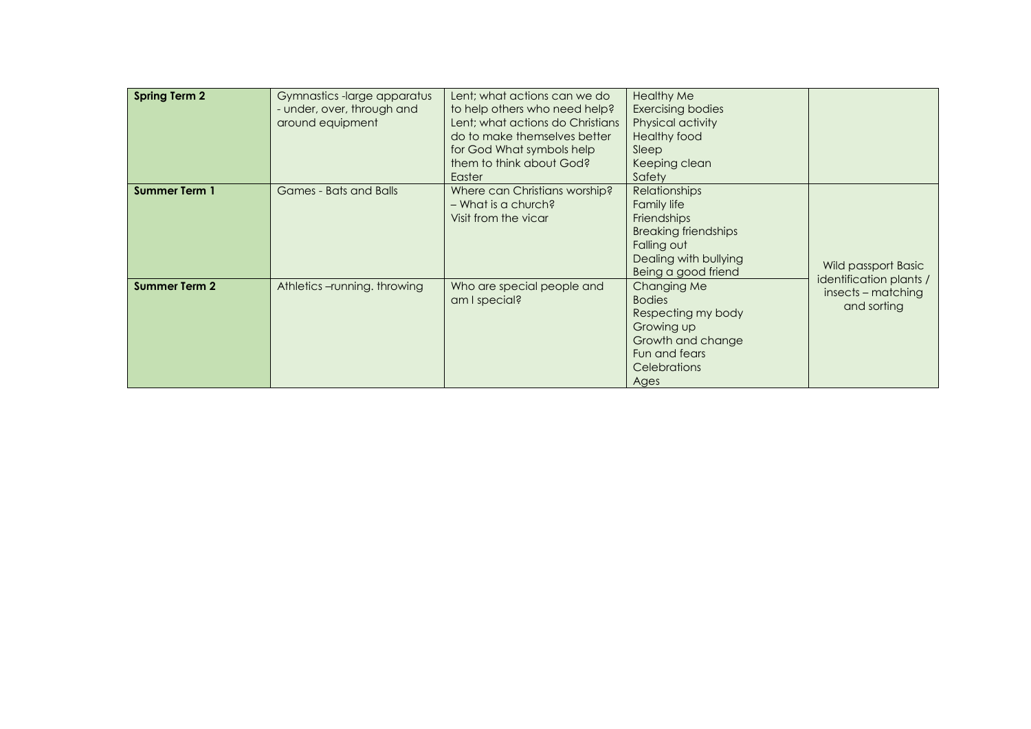| | | | | |
|---|---|---|---|---|
| **Spring Term 2** | Gymnastics -large apparatus - under, over, through and around equipment | Lent; what actions can we do to help others who need help? Lent; what actions do Christians do to make themselves better for God What symbols help them to think about God? Easter | Healthy Me<br>Exercising bodies<br>Physical activity<br>Healthy food<br>Sleep<br>Keeping clean<br>Safety | |
| **Summer Term 1** | Games - Bats and Balls | Where can Christians worship? – What is a church?<br>Visit from the vicar | Relationships<br>Family life<br>Friendships<br>Breaking friendships<br>Falling out<br>Dealing with bullying<br>Being a good friend | Wild passport Basic identification plants / insects – matching and sorting |
| **Summer Term 2** | Athletics –running. throwing | Who are special people and am I special? | Changing Me<br>Bodies<br>Respecting my body<br>Growing up<br>Growth and change<br>Fun and fears<br>Celebrations<br>Ages | |